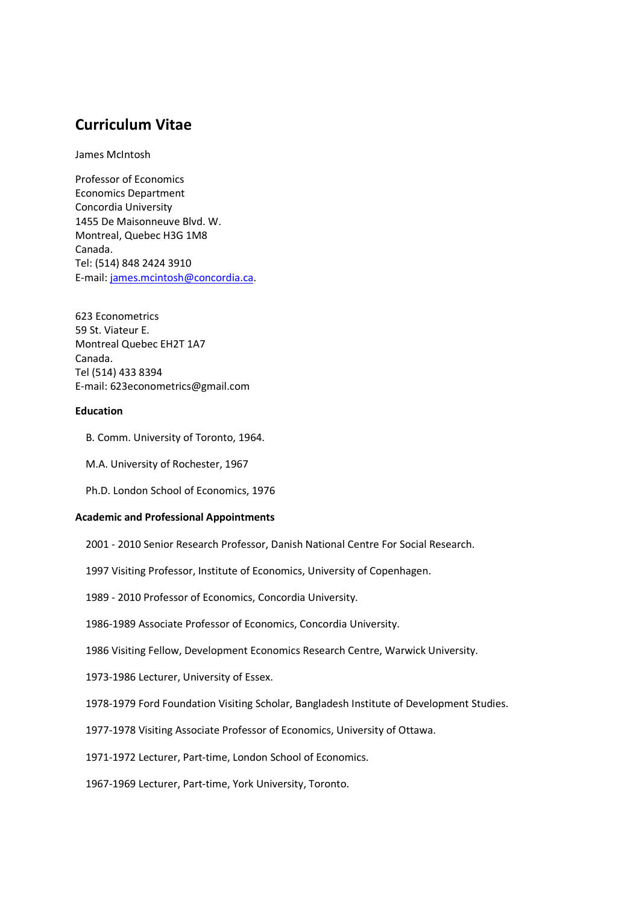# Curriculum Vitae

James McIntosh

Professor of Economics
Economics Department
Concordia University
1455 De Maisonneuve Blvd. W.
Montreal, Quebec H3G 1M8
Canada.
Tel: (514) 848 2424 3910
E-mail: james.mcintosh@concordia.ca.

623 Econometrics
59 St. Viateur E.
Montreal Quebec EH2T 1A7
Canada.
Tel (514) 433 8394
E-mail: 623econometrics@gmail.com

**Education**

B. Comm. University of Toronto, 1964.

M.A. University of Rochester, 1967

Ph.D. London School of Economics, 1976

**Academic and Professional Appointments**

2001 - 2010 Senior Research Professor, Danish National Centre For Social Research.

1997 Visiting Professor, Institute of Economics, University of Copenhagen.

1989 - 2010 Professor of Economics, Concordia University.

1986-1989 Associate Professor of Economics, Concordia University.

1986 Visiting Fellow, Development Economics Research Centre, Warwick University.

1973-1986 Lecturer, University of Essex.

1978-1979 Ford Foundation Visiting Scholar, Bangladesh Institute of Development Studies.

1977-1978 Visiting Associate Professor of Economics, University of Ottawa.

1971-1972 Lecturer, Part-time, London School of Economics.

1967-1969 Lecturer, Part-time, York University, Toronto.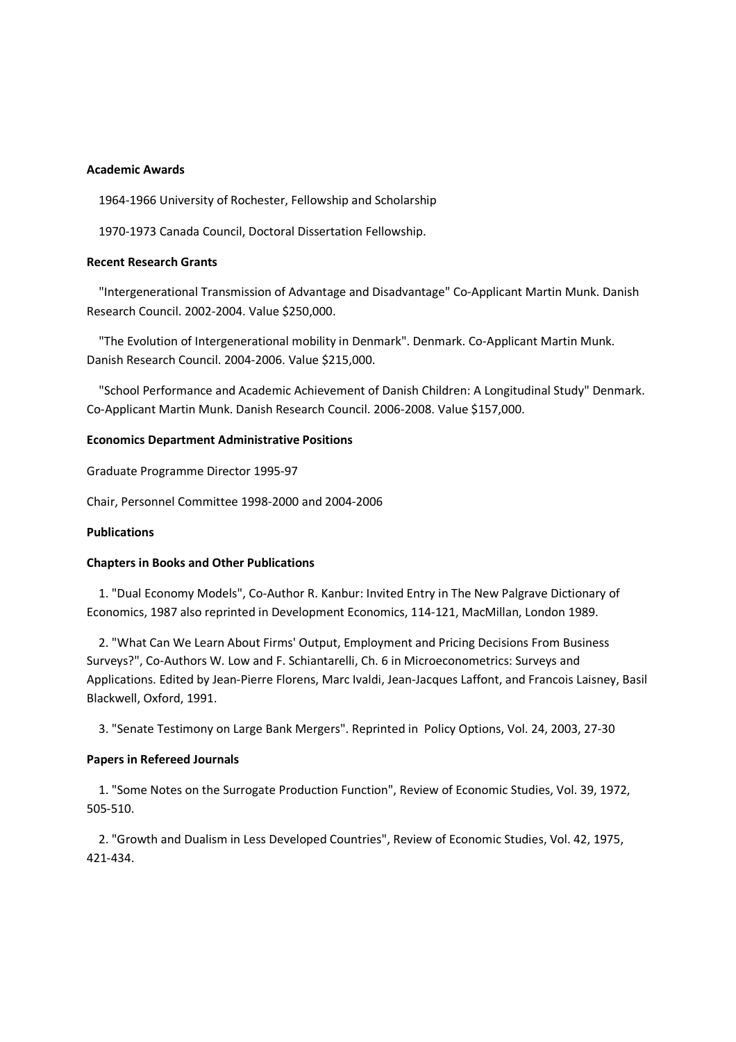**Academic Awards**

1964-1966 University of Rochester, Fellowship and Scholarship

1970-1973 Canada Council, Doctoral Dissertation Fellowship.

**Recent Research Grants**

"Intergenerational Transmission of Advantage and Disadvantage" Co-Applicant Martin Munk. Danish Research Council. 2002-2004. Value $250,000.

"The Evolution of Intergenerational mobility in Denmark". Denmark. Co-Applicant Martin Munk. Danish Research Council. 2004-2006. Value $215,000.

"School Performance and Academic Achievement of Danish Children: A Longitudinal Study" Denmark. Co-Applicant Martin Munk. Danish Research Council. 2006-2008. Value $157,000.

**Economics Department Administrative Positions**

Graduate Programme Director 1995-97

Chair, Personnel Committee 1998-2000 and 2004-2006

**Publications**

**Chapters in Books and Other Publications**

1. "Dual Economy Models", Co-Author R. Kanbur: Invited Entry in The New Palgrave Dictionary of Economics, 1987 also reprinted in Development Economics, 114-121, MacMillan, London 1989.

2. "What Can We Learn About Firms' Output, Employment and Pricing Decisions From Business Surveys?", Co-Authors W. Low and F. Schiantarelli, Ch. 6 in Microeconometrics: Surveys and Applications. Edited by Jean-Pierre Florens, Marc Ivaldi, Jean-Jacques Laffont, and Francois Laisney, Basil Blackwell, Oxford, 1991.

3. "Senate Testimony on Large Bank Mergers". Reprinted in Policy Options, Vol. 24, 2003, 27-30

**Papers in Refereed Journals**

1. "Some Notes on the Surrogate Production Function", Review of Economic Studies, Vol. 39, 1972, 505-510.

2. "Growth and Dualism in Less Developed Countries", Review of Economic Studies, Vol. 42, 1975, 421-434.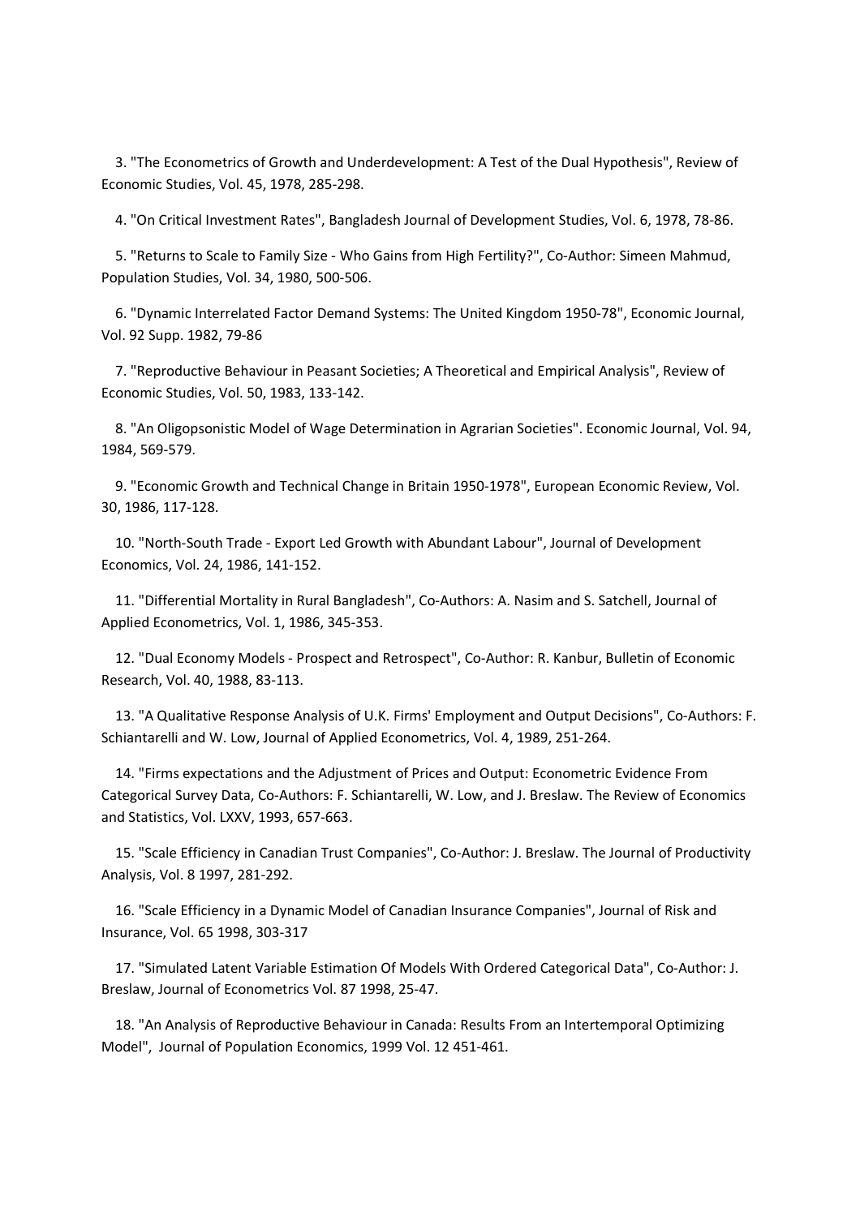3. "The Econometrics of Growth and Underdevelopment: A Test of the Dual Hypothesis", Review of Economic Studies, Vol. 45, 1978, 285-298.

4. "On Critical Investment Rates", Bangladesh Journal of Development Studies, Vol. 6, 1978, 78-86.

5. "Returns to Scale to Family Size - Who Gains from High Fertility?", Co-Author: Simeen Mahmud, Population Studies, Vol. 34, 1980, 500-506.

6. "Dynamic Interrelated Factor Demand Systems: The United Kingdom 1950-78", Economic Journal, Vol. 92 Supp. 1982, 79-86

7. "Reproductive Behaviour in Peasant Societies; A Theoretical and Empirical Analysis", Review of Economic Studies, Vol. 50, 1983, 133-142.

8. "An Oligopsonistic Model of Wage Determination in Agrarian Societies". Economic Journal, Vol. 94, 1984, 569-579.

9. "Economic Growth and Technical Change in Britain 1950-1978", European Economic Review, Vol. 30, 1986, 117-128.

10. "North-South Trade - Export Led Growth with Abundant Labour", Journal of Development Economics, Vol. 24, 1986, 141-152.

11. "Differential Mortality in Rural Bangladesh", Co-Authors: A. Nasim and S. Satchell, Journal of Applied Econometrics, Vol. 1, 1986, 345-353.

12. "Dual Economy Models - Prospect and Retrospect", Co-Author: R. Kanbur, Bulletin of Economic Research, Vol. 40, 1988, 83-113.

13. "A Qualitative Response Analysis of U.K. Firms' Employment and Output Decisions", Co-Authors: F. Schiantarelli and W. Low, Journal of Applied Econometrics, Vol. 4, 1989, 251-264.

14. "Firms expectations and the Adjustment of Prices and Output: Econometric Evidence From Categorical Survey Data, Co-Authors: F. Schiantarelli, W. Low, and J. Breslaw. The Review of Economics and Statistics, Vol. LXXV, 1993, 657-663.

15. "Scale Efficiency in Canadian Trust Companies", Co-Author: J. Breslaw. The Journal of Productivity Analysis, Vol. 8 1997, 281-292.

16. "Scale Efficiency in a Dynamic Model of Canadian Insurance Companies", Journal of Risk and Insurance, Vol. 65 1998, 303-317

17. "Simulated Latent Variable Estimation Of Models With Ordered Categorical Data", Co-Author: J. Breslaw, Journal of Econometrics Vol. 87 1998, 25-47.

18. "An Analysis of Reproductive Behaviour in Canada: Results From an Intertemporal Optimizing Model", Journal of Population Economics, 1999 Vol. 12 451-461.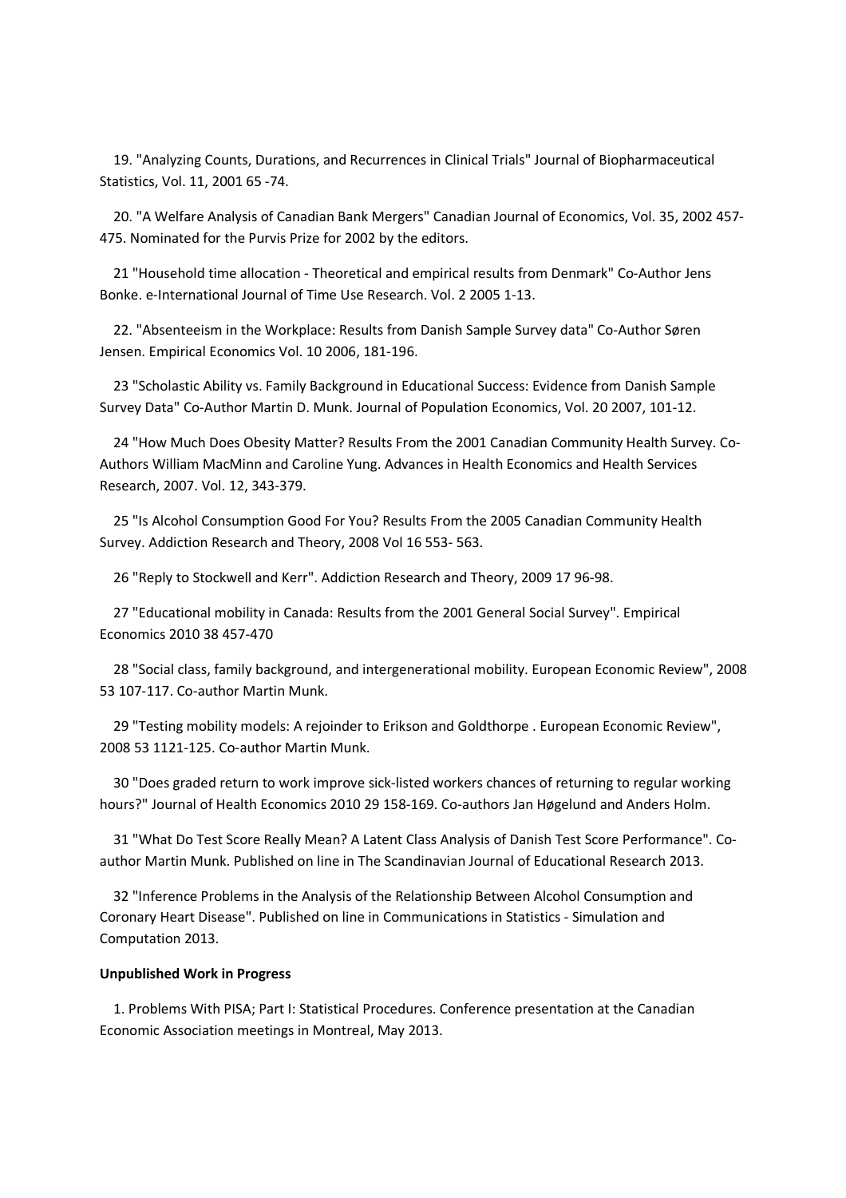19. "Analyzing Counts, Durations, and Recurrences in Clinical Trials" Journal of Biopharmaceutical Statistics, Vol. 11, 2001 65 -74.

20. "A Welfare Analysis of Canadian Bank Mergers" Canadian Journal of Economics, Vol. 35, 2002 457-475. Nominated for the Purvis Prize for 2002 by the editors.

21 "Household time allocation - Theoretical and empirical results from Denmark" Co-Author Jens Bonke. e-International Journal of Time Use Research. Vol. 2 2005 1-13.

22. "Absenteeism in the Workplace: Results from Danish Sample Survey data" Co-Author Søren Jensen. Empirical Economics Vol. 10 2006, 181-196.

23 "Scholastic Ability vs. Family Background in Educational Success: Evidence from Danish Sample Survey Data" Co-Author Martin D. Munk. Journal of Population Economics, Vol. 20 2007, 101-12.

24 "How Much Does Obesity Matter? Results From the 2001 Canadian Community Health Survey. Co-Authors William MacMinn and Caroline Yung. Advances in Health Economics and Health Services Research, 2007. Vol. 12, 343-379.

25 "Is Alcohol Consumption Good For You? Results From the 2005 Canadian Community Health Survey. Addiction Research and Theory, 2008 Vol 16 553- 563.

26 "Reply to Stockwell and Kerr". Addiction Research and Theory, 2009 17 96-98.

27 "Educational mobility in Canada: Results from the 2001 General Social Survey". Empirical Economics 2010 38 457-470

28 "Social class, family background, and intergenerational mobility. European Economic Review", 2008 53 107-117. Co-author Martin Munk.

29 "Testing mobility models: A rejoinder to Erikson and Goldthorpe . European Economic Review", 2008 53 1121-125. Co-author Martin Munk.

30 "Does graded return to work improve sick-listed workers chances of returning to regular working hours?" Journal of Health Economics 2010 29 158-169. Co-authors Jan Høgelund and Anders Holm.

31 "What Do Test Score Really Mean? A Latent Class Analysis of Danish Test Score Performance". Co-author Martin Munk. Published on line in The Scandinavian Journal of Educational Research 2013.

32 "Inference Problems in the Analysis of the Relationship Between Alcohol Consumption and Coronary Heart Disease". Published on line in Communications in Statistics - Simulation and Computation 2013.

**Unpublished Work in Progress**

1. Problems With PISA; Part I: Statistical Procedures. Conference presentation at the Canadian Economic Association meetings in Montreal, May 2013.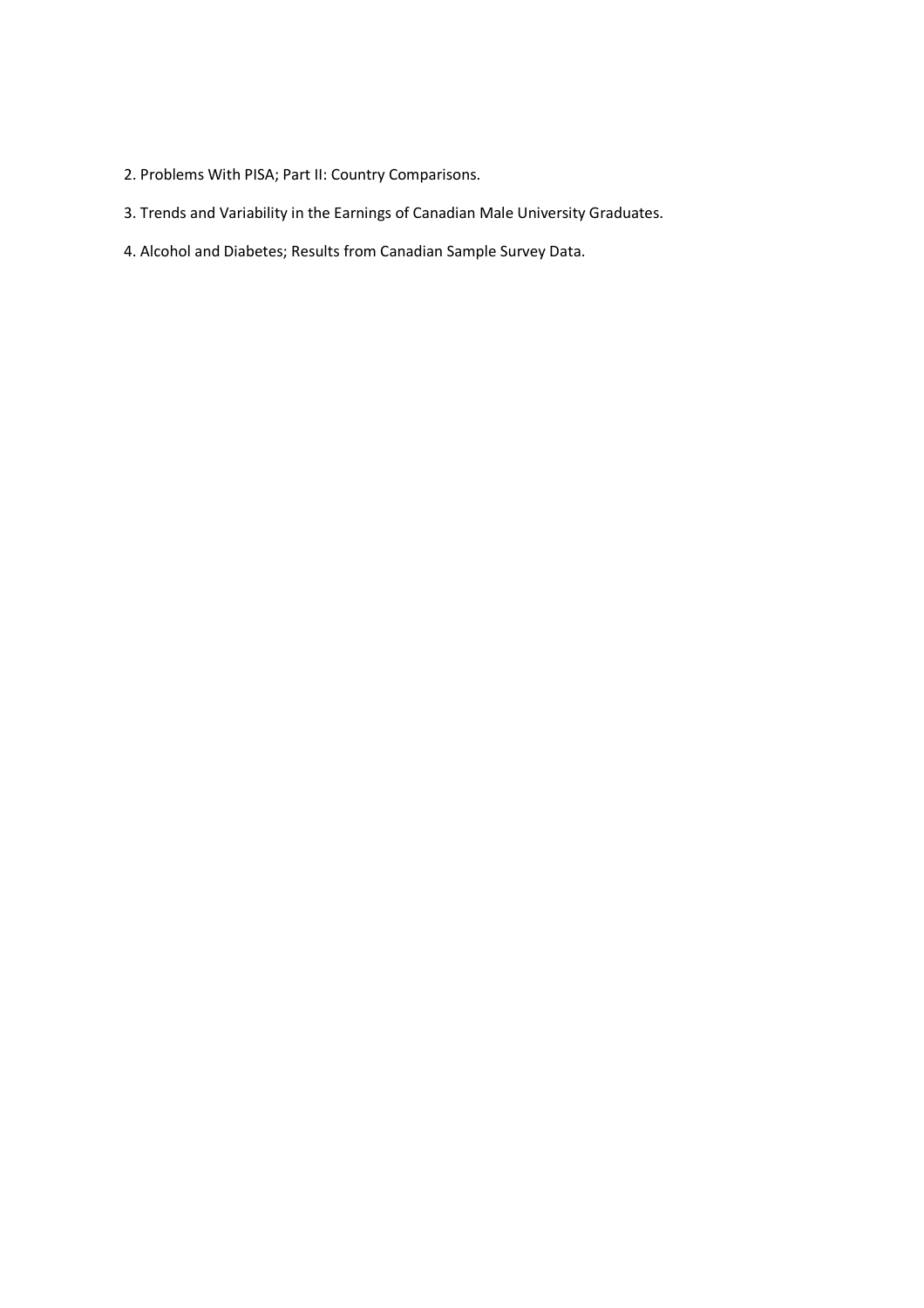2. Problems With PISA; Part II: Country Comparisons.

3. Trends and Variability in the Earnings of Canadian Male University Graduates.

4. Alcohol and Diabetes; Results from Canadian Sample Survey Data.